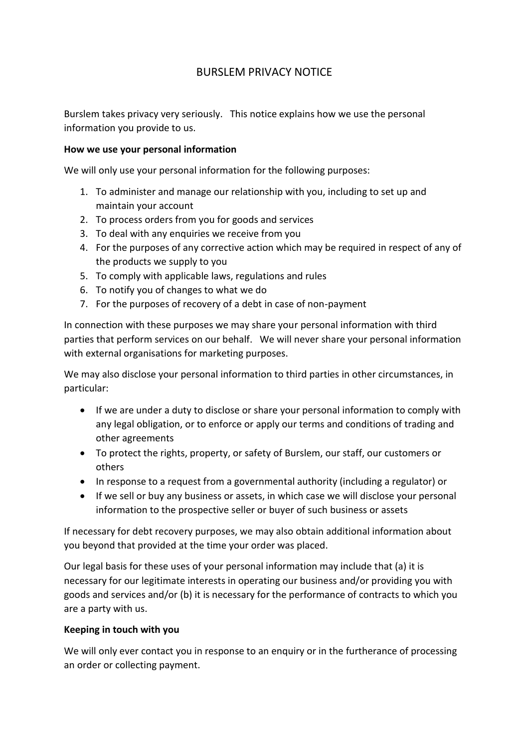# BURSLEM PRIVACY NOTICE

Burslem takes privacy very seriously. This notice explains how we use the personal information you provide to us.

**How we use your personal information**

We will only use your personal information for the following purposes:

1. To administer and manage our relationship with you, including to set up and maintain your account
2. To process orders from you for goods and services
3. To deal with any enquiries we receive from you
4. For the purposes of any corrective action which may be required in respect of any of the products we supply to you
5. To comply with applicable laws, regulations and rules
6. To notify you of changes to what we do
7. For the purposes of recovery of a debt in case of non-payment

In connection with these purposes we may share your personal information with third parties that perform services on our behalf. We will never share your personal information with external organisations for marketing purposes.

We may also disclose your personal information to third parties in other circumstances, in particular:

- If we are under a duty to disclose or share your personal information to comply with any legal obligation, or to enforce or apply our terms and conditions of trading and other agreements
- To protect the rights, property, or safety of Burslem, our staff, our customers or others
- In response to a request from a governmental authority (including a regulator) or
- If we sell or buy any business or assets, in which case we will disclose your personal information to the prospective seller or buyer of such business or assets

If necessary for debt recovery purposes, we may also obtain additional information about you beyond that provided at the time your order was placed.

Our legal basis for these uses of your personal information may include that (a) it is necessary for our legitimate interests in operating our business and/or providing you with goods and services and/or (b) it is necessary for the performance of contracts to which you are a party with us.

**Keeping in touch with you**

We will only ever contact you in response to an enquiry or in the furtherance of processing an order or collecting payment.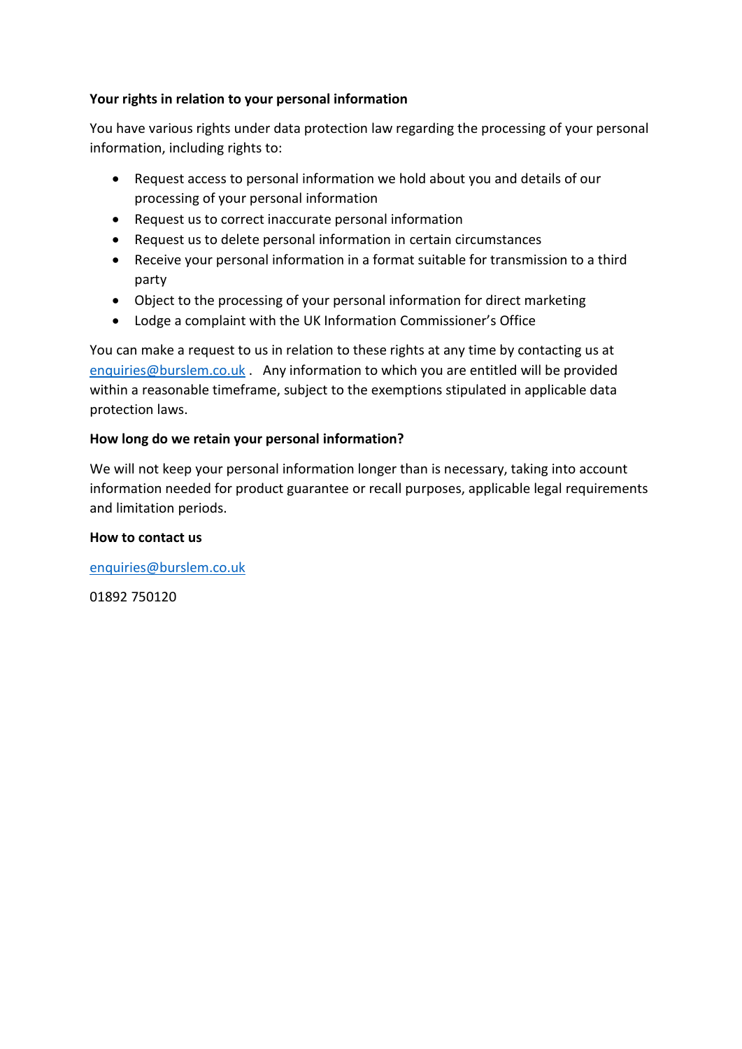**Your rights in relation to your personal information**

You have various rights under data protection law regarding the processing of your personal information, including rights to:

- Request access to personal information we hold about you and details of our processing of your personal information
- Request us to correct inaccurate personal information
- Request us to delete personal information in certain circumstances
- Receive your personal information in a format suitable for transmission to a third party
- Object to the processing of your personal information for direct marketing
- Lodge a complaint with the UK Information Commissioner's Office

You can make a request to us in relation to these rights at any time by contacting us at enquiries@burslem.co.uk . Any information to which you are entitled will be provided within a reasonable timeframe, subject to the exemptions stipulated in applicable data protection laws.

**How long do we retain your personal information?**

We will not keep your personal information longer than is necessary, taking into account information needed for product guarantee or recall purposes, applicable legal requirements and limitation periods.

**How to contact us**

enquiries@burslem.co.uk

01892 750120